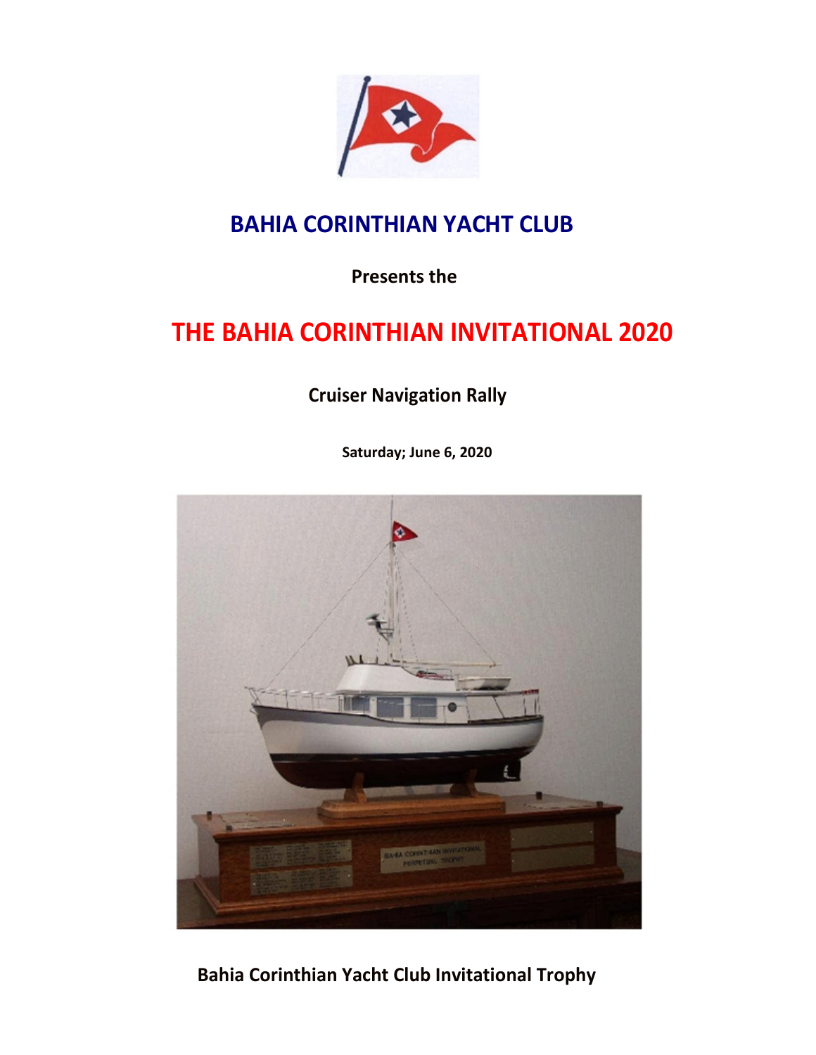# BAHIA CORINTHIAN YACHT CLUB

**Presents the**

# THE BAHIA CORINTHIAN INVITATIONAL 2020

## Cruiser Navigation Rally

**Saturday; June 6, 2020**

**Bahia Corinthian Yacht Club Invitational Trophy**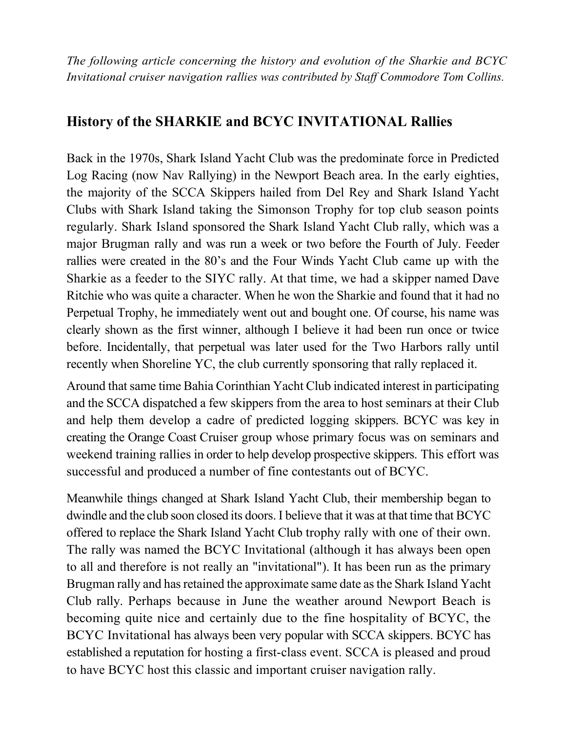*The following article concerning the history and evolution of the Sharkie and BCYC Invitational cruiser navigation rallies was contributed by Staff Commodore Tom Collins.*

## History of the SHARKIE and BCYC INVITATIONAL Rallies

Back in the 1970s, Shark Island Yacht Club was the predominate force in Predicted Log Racing (now Nav Rallying) in the Newport Beach area. In the early eighties, the majority of the SCCA Skippers hailed from Del Rey and Shark Island Yacht Clubs with Shark Island taking the Simonson Trophy for top club season points regularly. Shark Island sponsored the Shark Island Yacht Club rally, which was a major Brugman rally and was run a week or two before the Fourth of July. Feeder rallies were created in the 80's and the Four Winds Yacht Club came up with the Sharkie as a feeder to the SIYC rally. At that time, we had a skipper named Dave Ritchie who was quite a character. When he won the Sharkie and found that it had no Perpetual Trophy, he immediately went out and bought one. Of course, his name was clearly shown as the first winner, although I believe it had been run once or twice before. Incidentally, that perpetual was later used for the Two Harbors rally until recently when Shoreline YC, the club currently sponsoring that rally replaced it.

Around that same time Bahia Corinthian Yacht Club indicated interest in participating and the SCCA dispatched a few skippers from the area to host seminars at their Club and help them develop a cadre of predicted logging skippers. BCYC was key in creating the Orange Coast Cruiser group whose primary focus was on seminars and weekend training rallies in order to help develop prospective skippers. This effort was successful and produced a number of fine contestants out of BCYC.

Meanwhile things changed at Shark Island Yacht Club, their membership began to dwindle and the club soon closed its doors. I believe that it was at that time that BCYC offered to replace the Shark Island Yacht Club trophy rally with one of their own. The rally was named the BCYC Invitational (although it has always been open to all and therefore is not really an "invitational"). It has been run as the primary Brugman rally and has retained the approximate same date as the Shark Island Yacht Club rally. Perhaps because in June the weather around Newport Beach is becoming quite nice and certainly due to the fine hospitality of BCYC, the BCYC Invitational has always been very popular with SCCA skippers. BCYC has established a reputation for hosting a first-class event. SCCA is pleased and proud to have BCYC host this classic and important cruiser navigation rally.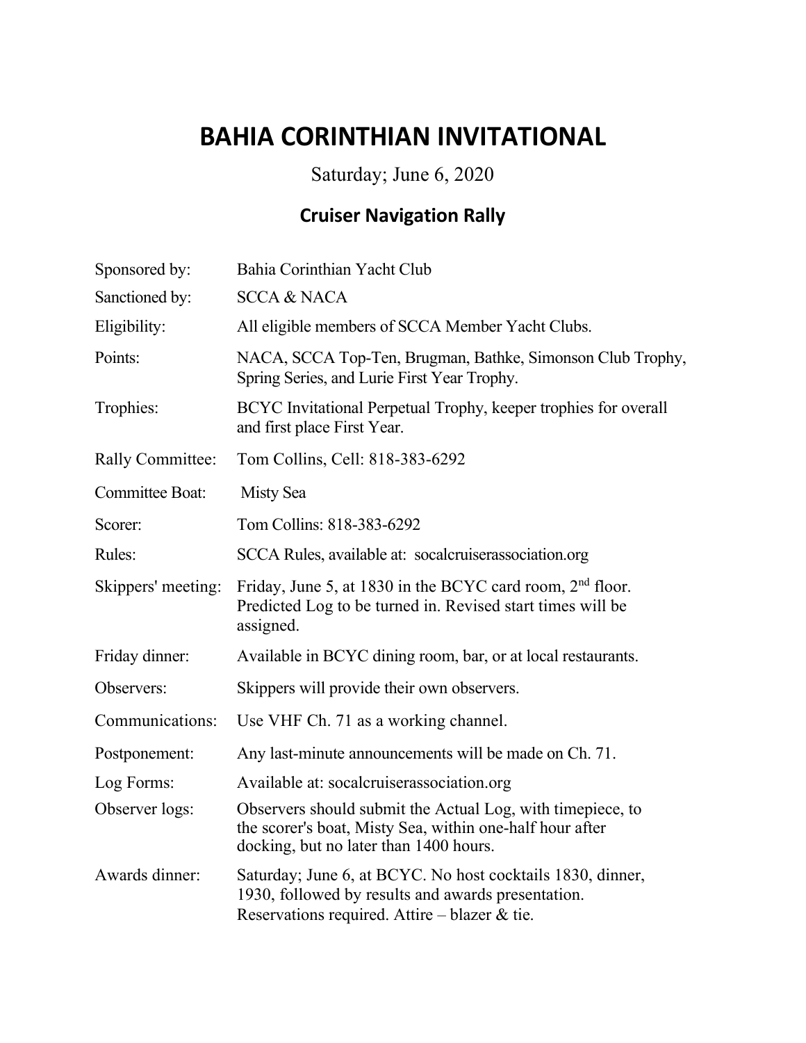# BAHIA CORINTHIAN INVITATIONAL

Saturday; June 6, 2020

## Cruiser Navigation Rally

| | |
|---|---|
| Sponsored by: | Bahia Corinthian Yacht Club |
| Sanctioned by: | SCCA & NACA |
| Eligibility: | All eligible members of SCCA Member Yacht Clubs. |
| Points: | NACA, SCCA Top-Ten, Brugman, Bathke, Simonson Club Trophy, Spring Series, and Lurie First Year Trophy. |
| Trophies: | BCYC Invitational Perpetual Trophy, keeper trophies for overall and first place First Year. |
| Rally Committee: | Tom Collins, Cell: 818-383-6292 |
| Committee Boat: | Misty Sea |
| Scorer: | Tom Collins: 818-383-6292 |
| Rules: | SCCA Rules, available at: socalcruiserassociation.org |
| Skippers' meeting: | Friday, June 5, at 1830 in the BCYC card room, 2nd floor. Predicted Log to be turned in. Revised start times will be assigned. |
| Friday dinner: | Available in BCYC dining room, bar, or at local restaurants. |
| Observers: | Skippers will provide their own observers. |
| Communications: | Use VHF Ch. 71 as a working channel. |
| Postponement: | Any last-minute announcements will be made on Ch. 71. |
| Log Forms: | Available at: socalcruiserassociation.org |
| Observer logs: | Observers should submit the Actual Log, with timepiece, to the scorer's boat, Misty Sea, within one-half hour after docking, but no later than 1400 hours. |
| Awards dinner: | Saturday; June 6, at BCYC. No host cocktails 1830, dinner, 1930, followed by results and awards presentation. Reservations required. Attire – blazer & tie. |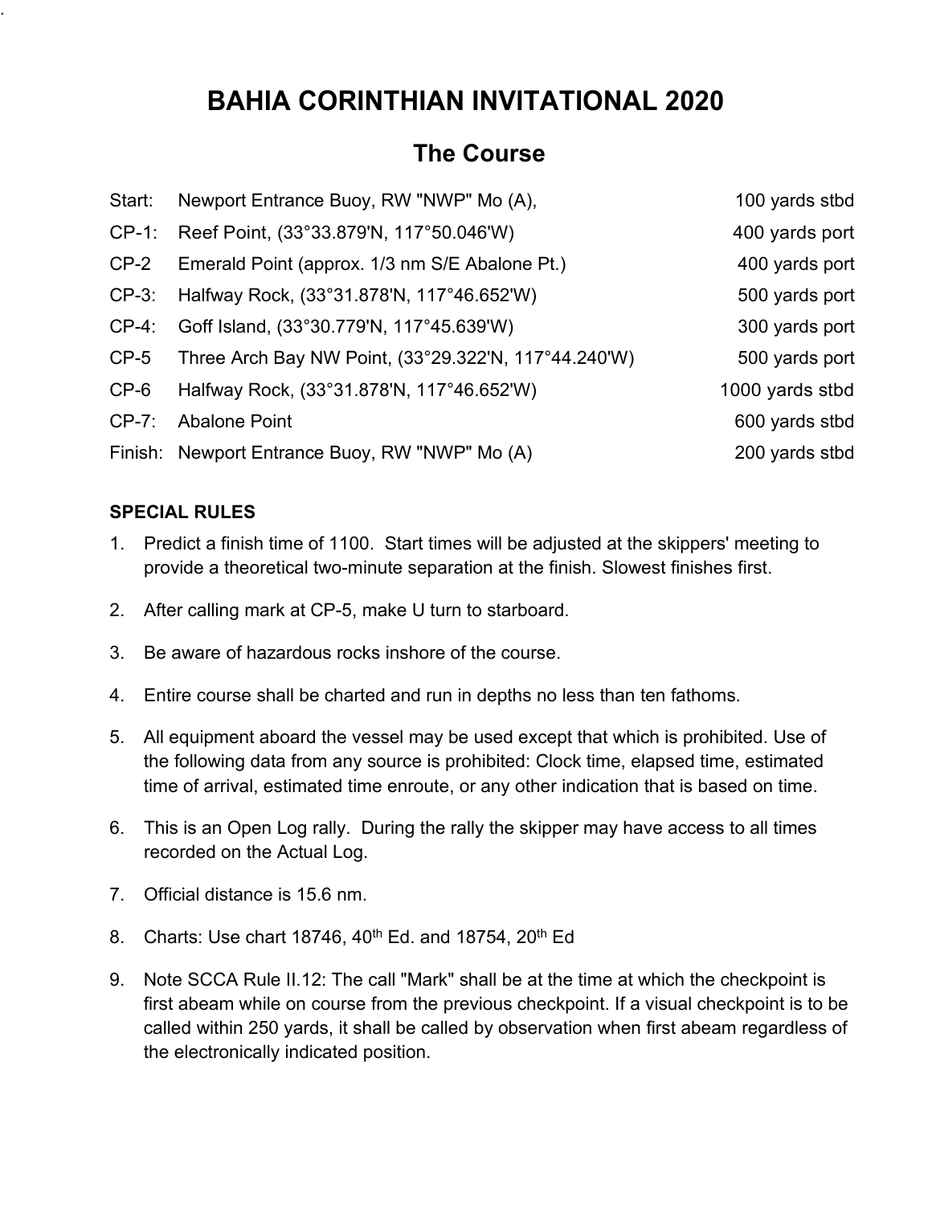# BAHIA CORINTHIAN INVITATIONAL 2020

## The Course

| | | |
|---|---|---|
| Start: | Newport Entrance Buoy, RW "NWP" Mo (A), | 100 yards stbd |
| CP-1: | Reef Point, (33°33.879'N, 117°50.046'W) | 400 yards port |
| CP-2 | Emerald Point (approx. 1/3 nm S/E Abalone Pt.) | 400 yards port |
| CP-3: | Halfway Rock, (33°31.878'N, 117°46.652'W) | 500 yards port |
| CP-4: | Goff Island, (33°30.779'N, 117°45.639'W) | 300 yards port |
| CP-5 | Three Arch Bay NW Point, (33°29.322'N, 117°44.240'W) | 500 yards port |
| CP-6 | Halfway Rock, (33°31.878'N, 117°46.652'W) | 1000 yards stbd |
| CP-7: | Abalone Point | 600 yards stbd |
| Finish: | Newport Entrance Buoy, RW "NWP" Mo (A) | 200 yards stbd |

**SPECIAL RULES**

1. Predict a finish time of 1100. Start times will be adjusted at the skippers' meeting to provide a theoretical two-minute separation at the finish. Slowest finishes first.
2. After calling mark at CP-5, make U turn to starboard.
3. Be aware of hazardous rocks inshore of the course.
4. Entire course shall be charted and run in depths no less than ten fathoms.
5. All equipment aboard the vessel may be used except that which is prohibited. Use of the following data from any source is prohibited: Clock time, elapsed time, estimated time of arrival, estimated time enroute, or any other indication that is based on time.
6. This is an Open Log rally. During the rally the skipper may have access to all times recorded on the Actual Log.
7. Official distance is 15.6 nm.
8. Charts: Use chart 18746, 40th Ed. and 18754, 20th Ed
9. Note SCCA Rule II.12: The call "Mark" shall be at the time at which the checkpoint is first abeam while on course from the previous checkpoint. If a visual checkpoint is to be called within 250 yards, it shall be called by observation when first abeam regardless of the electronically indicated position.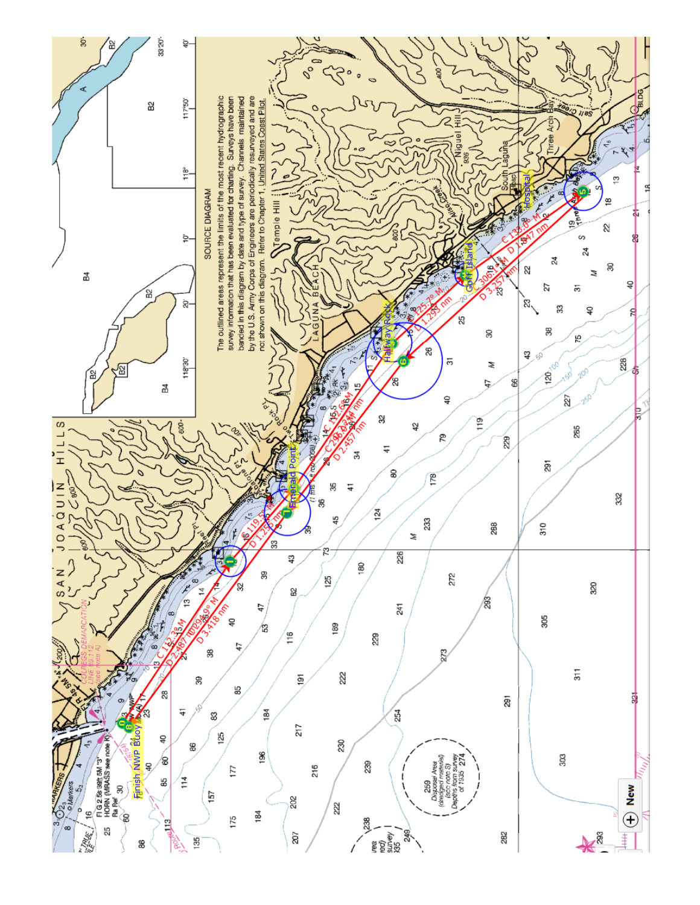SOURCE DIAGRAM

The outlined areas represent the limits of the most recent hydrographic survey information that has been evaluated for charting. Surveys have been banded in this diagram by date and type of survey. Channels maintained by the U.S. Army Corps of Engineers are periodically resurveyed and are not shown on this diagram. Refer to Chapter 1, United States Coast Pilot.

SAN JOAQUIN HILLS

LAGUNA BEACH

Temple Hill

Niguel Hill 936

South Laguna

Three Arch Bay

Finish NWP Buoy

Emerald Point

Halfway Rock

Goff Island

Hospital

C 132.38 M
D 2.487 nm

C 294.9° M
D 3.418 nm

C 119.5
D 1.25 nm

C 115.68 M
D 2.344 nm

C 296.24 M
D 2.457 nm

C 125.7° M
D 1.297 nm

C 306.1 M
D 3.257 nm

C 133.0 M
D 1.847 nm

New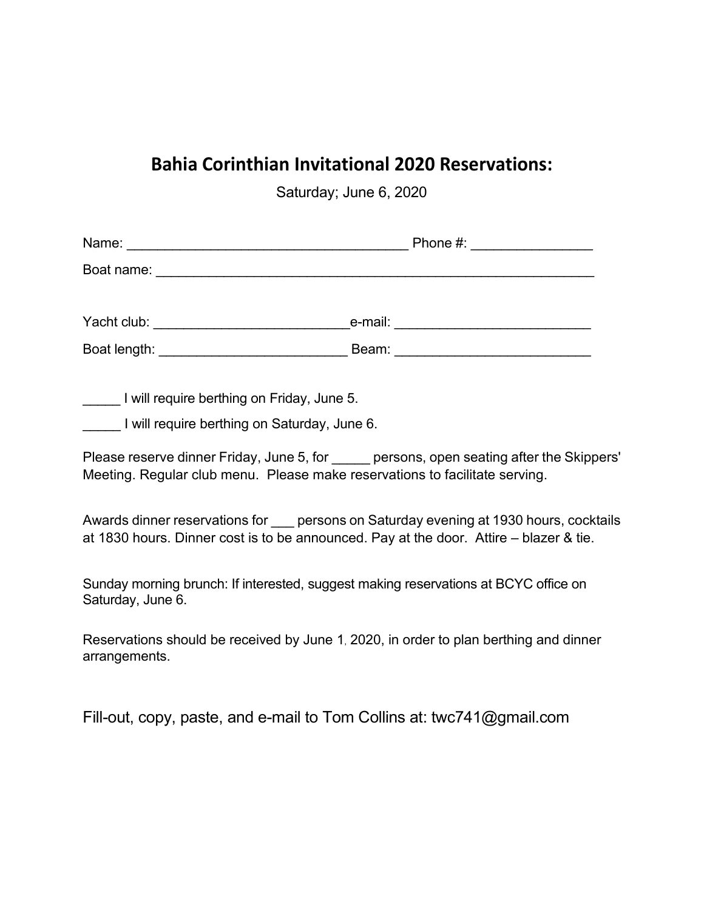# Bahia Corinthian Invitational 2020 Reservations:

Saturday; June 6, 2020

Name: _____________________________________ Phone #: _______________

Boat name: __________________________________________________________

Yacht club: _________________________ e-mail: _________________________

Boat length: ________________________ Beam: _________________________

_____ I will require berthing on Friday, June 5.

_____ I will require berthing on Saturday, June 6.

Please reserve dinner Friday, June 5, for _____ persons, open seating after the Skippers' Meeting. Regular club menu. Please make reservations to facilitate serving.

Awards dinner reservations for ___ persons on Saturday evening at 1930 hours, cocktails at 1830 hours. Dinner cost is to be announced. Pay at the door. Attire – blazer & tie.

Sunday morning brunch: If interested, suggest making reservations at BCYC office on Saturday, June 6.

Reservations should be received by June 1, 2020, in order to plan berthing and dinner arrangements.

Fill-out, copy, paste, and e-mail to Tom Collins at: twc741@gmail.com